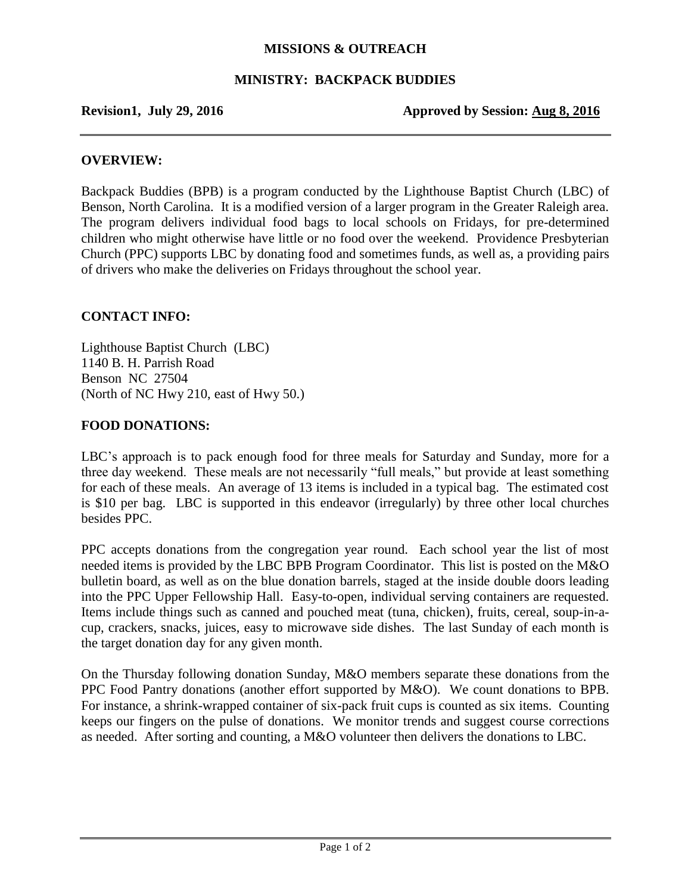**MISSIONS & OUTREACH**

**MINISTRY: BACKPACK BUDDIES**

**Revision1, July 29, 2016** **Approved by Session: Aug 8, 2016**

## OVERVIEW:

Backpack Buddies (BPB) is a program conducted by the Lighthouse Baptist Church (LBC) of Benson, North Carolina. It is a modified version of a larger program in the Greater Raleigh area. The program delivers individual food bags to local schools on Fridays, for pre-determined children who might otherwise have little or no food over the weekend. Providence Presbyterian Church (PPC) supports LBC by donating food and sometimes funds, as well as, a providing pairs of drivers who make the deliveries on Fridays throughout the school year.

## CONTACT INFO:

Lighthouse Baptist Church (LBC)
1140 B. H. Parrish Road
Benson NC 27504
(North of NC Hwy 210, east of Hwy 50.)

## FOOD DONATIONS:

LBC's approach is to pack enough food for three meals for Saturday and Sunday, more for a three day weekend. These meals are not necessarily "full meals," but provide at least something for each of these meals. An average of 13 items is included in a typical bag. The estimated cost is $10 per bag. LBC is supported in this endeavor (irregularly) by three other local churches besides PPC.

PPC accepts donations from the congregation year round. Each school year the list of most needed items is provided by the LBC BPB Program Coordinator. This list is posted on the M&O bulletin board, as well as on the blue donation barrels, staged at the inside double doors leading into the PPC Upper Fellowship Hall. Easy-to-open, individual serving containers are requested. Items include things such as canned and pouched meat (tuna, chicken), fruits, cereal, soup-in-a-cup, crackers, snacks, juices, easy to microwave side dishes. The last Sunday of each month is the target donation day for any given month.

On the Thursday following donation Sunday, M&O members separate these donations from the PPC Food Pantry donations (another effort supported by M&O). We count donations to BPB. For instance, a shrink-wrapped container of six-pack fruit cups is counted as six items. Counting keeps our fingers on the pulse of donations. We monitor trends and suggest course corrections as needed. After sorting and counting, a M&O volunteer then delivers the donations to LBC.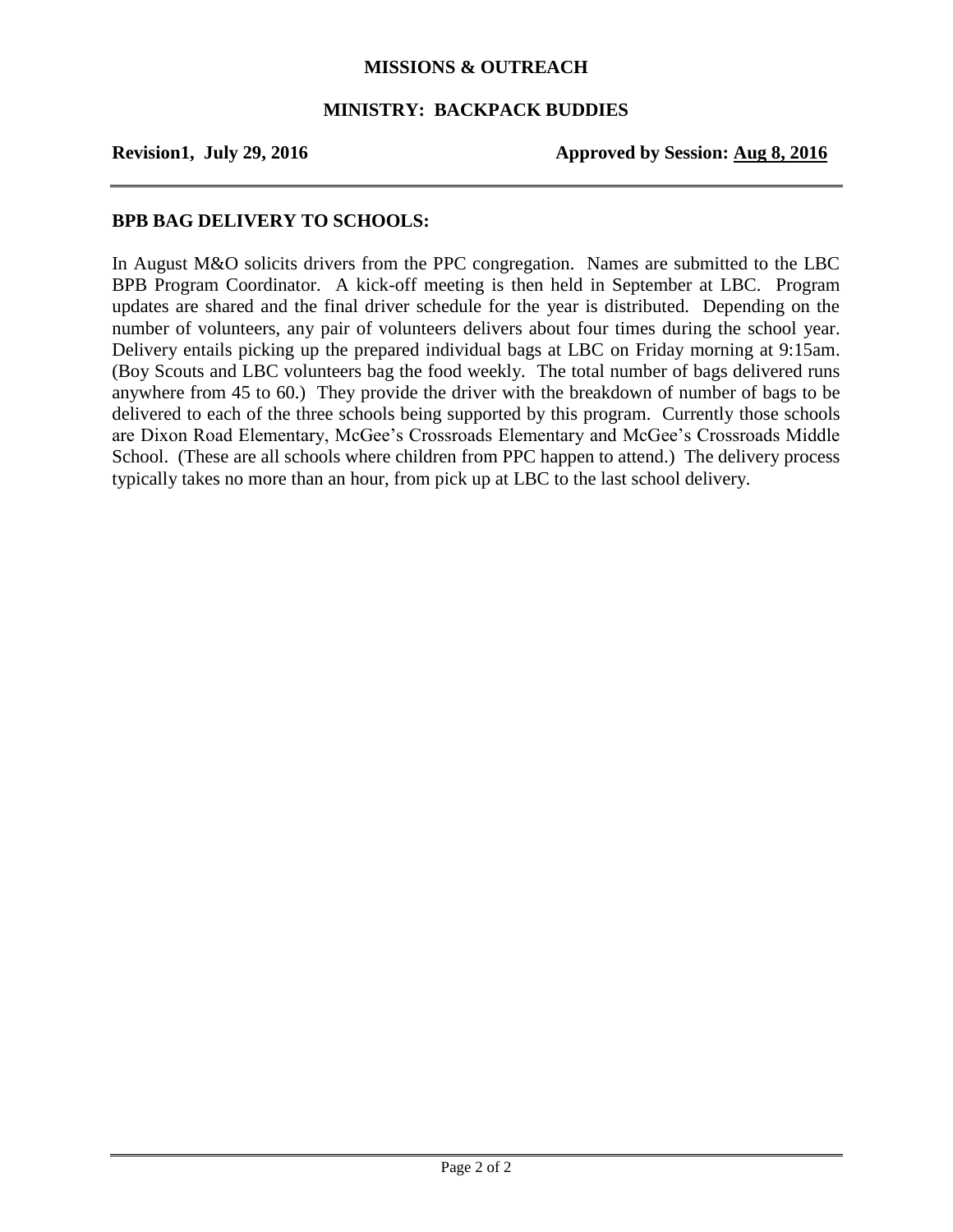**BPB BAG DELIVERY TO SCHOOLS:**

In August M&O solicits drivers from the PPC congregation. Names are submitted to the LBC BPB Program Coordinator. A kick-off meeting is then held in September at LBC. Program updates are shared and the final driver schedule for the year is distributed. Depending on the number of volunteers, any pair of volunteers delivers about four times during the school year. Delivery entails picking up the prepared individual bags at LBC on Friday morning at 9:15am. (Boy Scouts and LBC volunteers bag the food weekly. The total number of bags delivered runs anywhere from 45 to 60.) They provide the driver with the breakdown of number of bags to be delivered to each of the three schools being supported by this program. Currently those schools are Dixon Road Elementary, McGee's Crossroads Elementary and McGee's Crossroads Middle School. (These are all schools where children from PPC happen to attend.) The delivery process typically takes no more than an hour, from pick up at LBC to the last school delivery.